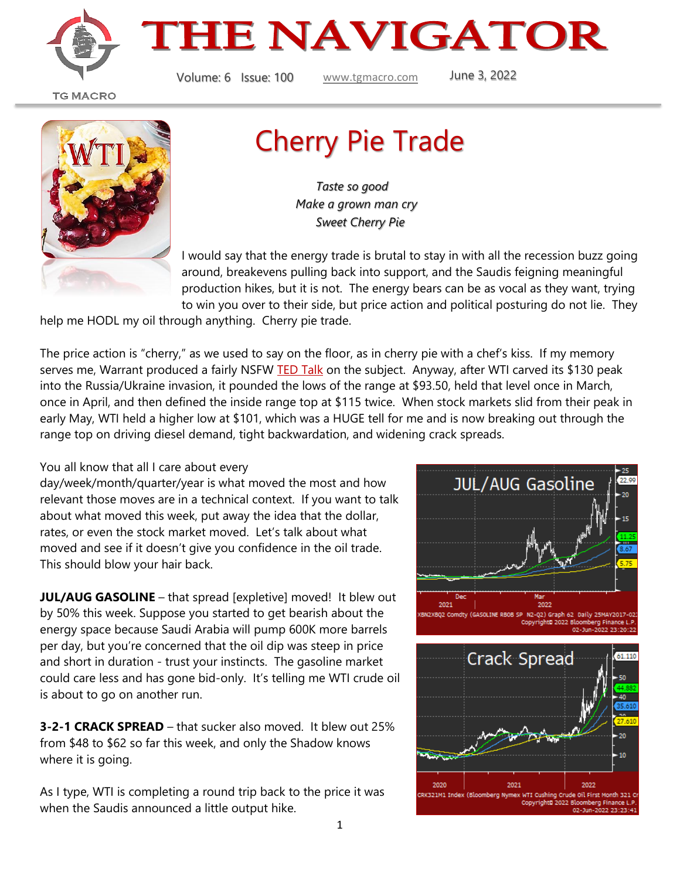# THE NAVIGATOR

TG MACRO

Volume: 6 Issue: 100 www.tgmacro.com June 3, 2022

## Cherry Pie Trade

*Taste so good*
*Make a grown man cry*
*Sweet Cherry Pie*

I would say that the energy trade is brutal to stay in with all the recession buzz going around, breakevens pulling back into support, and the Saudis feigning meaningful production hikes, but it is not. The energy bears can be as vocal as they want, trying to win you over to their side, but price action and political posturing do not lie. They help me HODL my oil through anything. Cherry pie trade.

The price action is "cherry," as we used to say on the floor, as in cherry pie with a chef's kiss. If my memory serves me, Warrant produced a fairly NSFW TED Talk on the subject. Anyway, after WTI carved its $130 peak into the Russia/Ukraine invasion, it pounded the lows of the range at $93.50, held that level once in March, once in April, and then defined the inside range top at $115 twice. When stock markets slid from their peak in early May, WTI held a higher low at $101, which was a HUGE tell for me and is now breaking out through the range top on driving diesel demand, tight backwardation, and widening crack spreads.

You all know that all I care about every day/week/month/quarter/year is what moved the most and how relevant those moves are in a technical context. If you want to talk about what moved this week, put away the idea that the dollar, rates, or even the stock market moved. Let's talk about what moved and see if it doesn't give you confidence in the oil trade. This should blow your hair back.

**JUL/AUG GASOLINE** – that spread [expletive] moved! It blew out by 50% this week. Suppose you started to get bearish about the energy space because Saudi Arabia will pump 600K more barrels per day, but you're concerned that the oil dip was steep in price and short in duration - trust your instincts. The gasoline market could care less and has gone bid-only. It's telling me WTI crude oil is about to go on another run.

**3-2-1 CRACK SPREAD** – that sucker also moved. It blew out 25% from $48 to $62 so far this week, and only the Shadow knows where it is going.

As I type, WTI is completing a round trip back to the price it was when the Saudis announced a little output hike.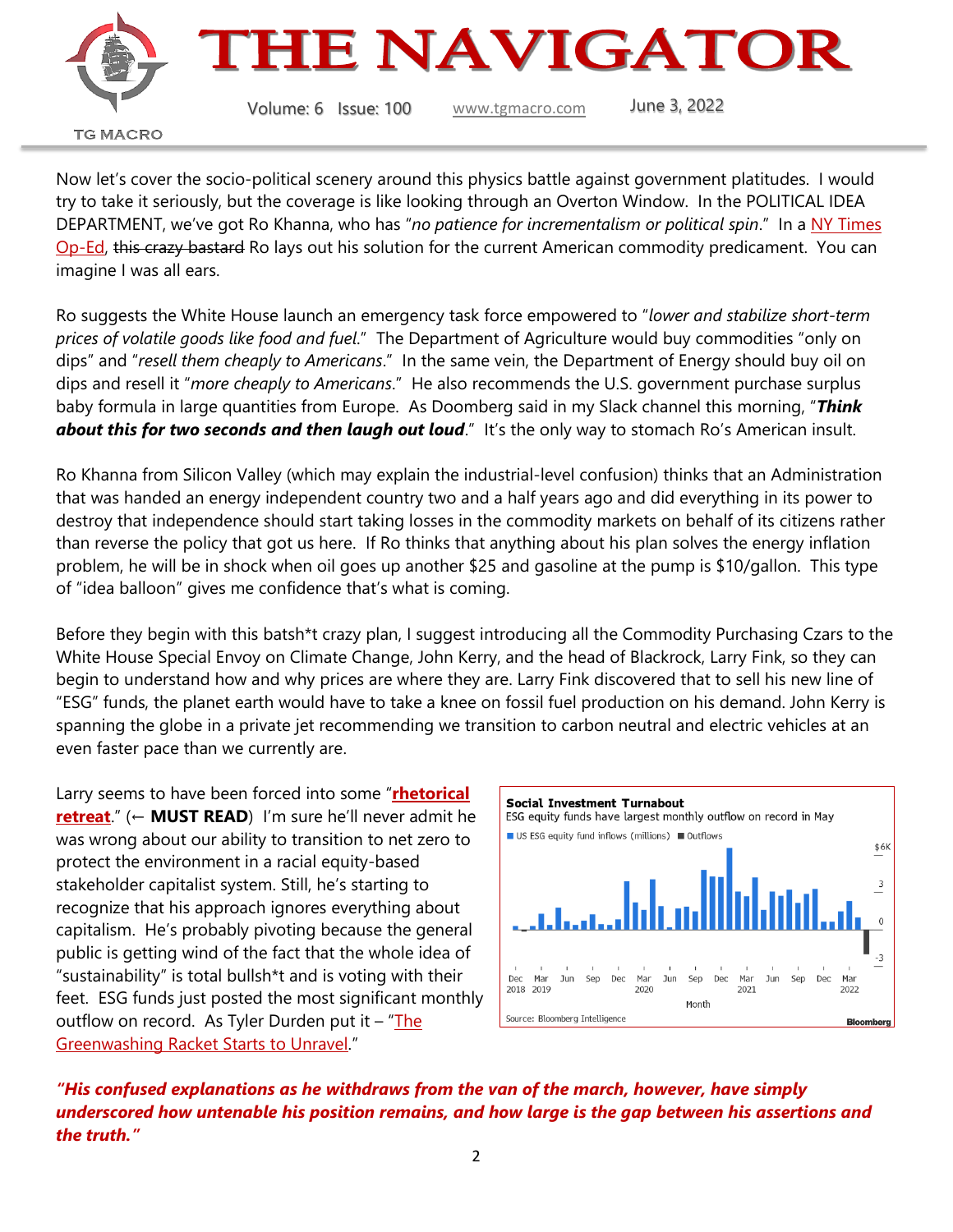Now let's cover the socio-political scenery around this physics battle against government platitudes. I would try to take it seriously, but the coverage is like looking through an Overton Window. In the POLITICAL IDEA DEPARTMENT, we've got Ro Khanna, who has "*no patience for incrementalism or political spin*." In a NY Times Op-Ed, ~~this crazy bastard~~ Ro lays out his solution for the current American commodity predicament. You can imagine I was all ears.

Ro suggests the White House launch an emergency task force empowered to "*lower and stabilize short-term prices of volatile goods like food and fuel*." The Department of Agriculture would buy commodities "only on dips" and "*resell them cheaply to Americans*." In the same vein, the Department of Energy should buy oil on dips and resell it "*more cheaply to Americans*." He also recommends the U.S. government purchase surplus baby formula in large quantities from Europe. As Doomberg said in my Slack channel this morning, "***Think about this for two seconds and then laugh out loud***." It's the only way to stomach Ro's American insult.

Ro Khanna from Silicon Valley (which may explain the industrial-level confusion) thinks that an Administration that was handed an energy independent country two and a half years ago and did everything in its power to destroy that independence should start taking losses in the commodity markets on behalf of its citizens rather than reverse the policy that got us here. If Ro thinks that anything about his plan solves the energy inflation problem, he will be in shock when oil goes up another $25 and gasoline at the pump is $10/gallon. This type of "idea balloon" gives me confidence that's what is coming.

Before they begin with this batsh*t crazy plan, I suggest introducing all the Commodity Purchasing Czars to the White House Special Envoy on Climate Change, John Kerry, and the head of Blackrock, Larry Fink, so they can begin to understand how and why prices are where they are. Larry Fink discovered that to sell his new line of "ESG" funds, the planet earth would have to take a knee on fossil fuel production on his demand. John Kerry is spanning the globe in a private jet recommending we transition to carbon neutral and electric vehicles at an even faster pace than we currently are.

Larry seems to have been forced into some "**rhetorical retreat**." (← **MUST READ**) I'm sure he'll never admit he was wrong about our ability to transition to net zero to protect the environment in a racial equity-based stakeholder capitalist system. Still, he's starting to recognize that his approach ignores everything about capitalism. He's probably pivoting because the general public is getting wind of the fact that the whole idea of "sustainability" is total bullsh*t and is voting with their feet. ESG funds just posted the most significant monthly outflow on record. As Tyler Durden put it – "The Greenwashing Racket Starts to Unravel."

**Social Investment Turnabout**
ESG equity funds have largest monthly outflow on record in May
US ESG equity fund inflows (millions) / Outflows
Source: Bloomberg Intelligence — Bloomberg

***"His confused explanations as he withdraws from the van of the march, however, have simply underscored how untenable his position remains, and how large is the gap between his assertions and the truth."***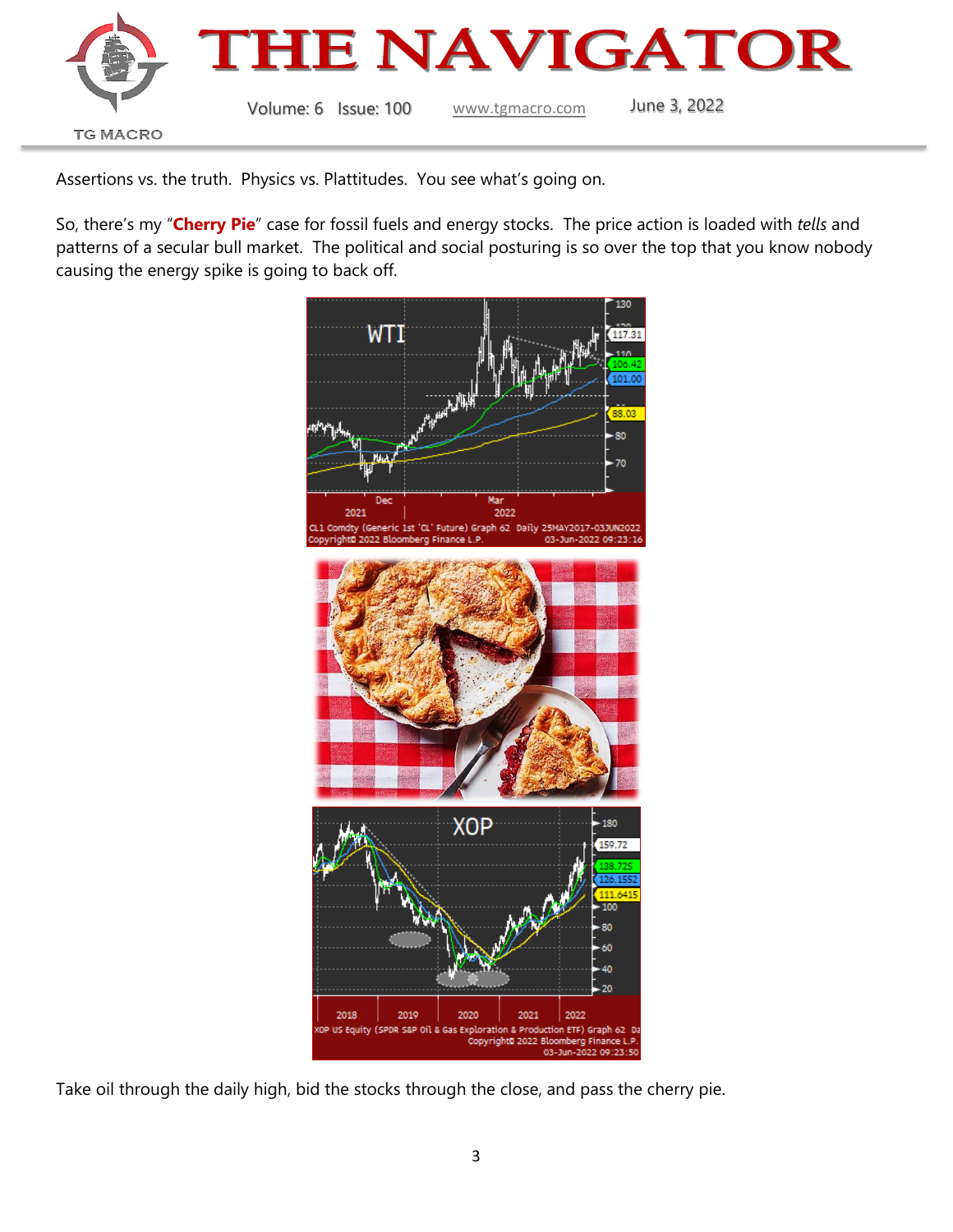Assertions vs. the truth. Physics vs. Plattitudes. You see what's going on.

So, there's my "**Cherry Pie**" case for fossil fuels and energy stocks. The price action is loaded with *tells* and patterns of a secular bull market. The political and social posturing is so over the top that you know nobody causing the energy spike is going to back off.

Take oil through the daily high, bid the stocks through the close, and pass the cherry pie.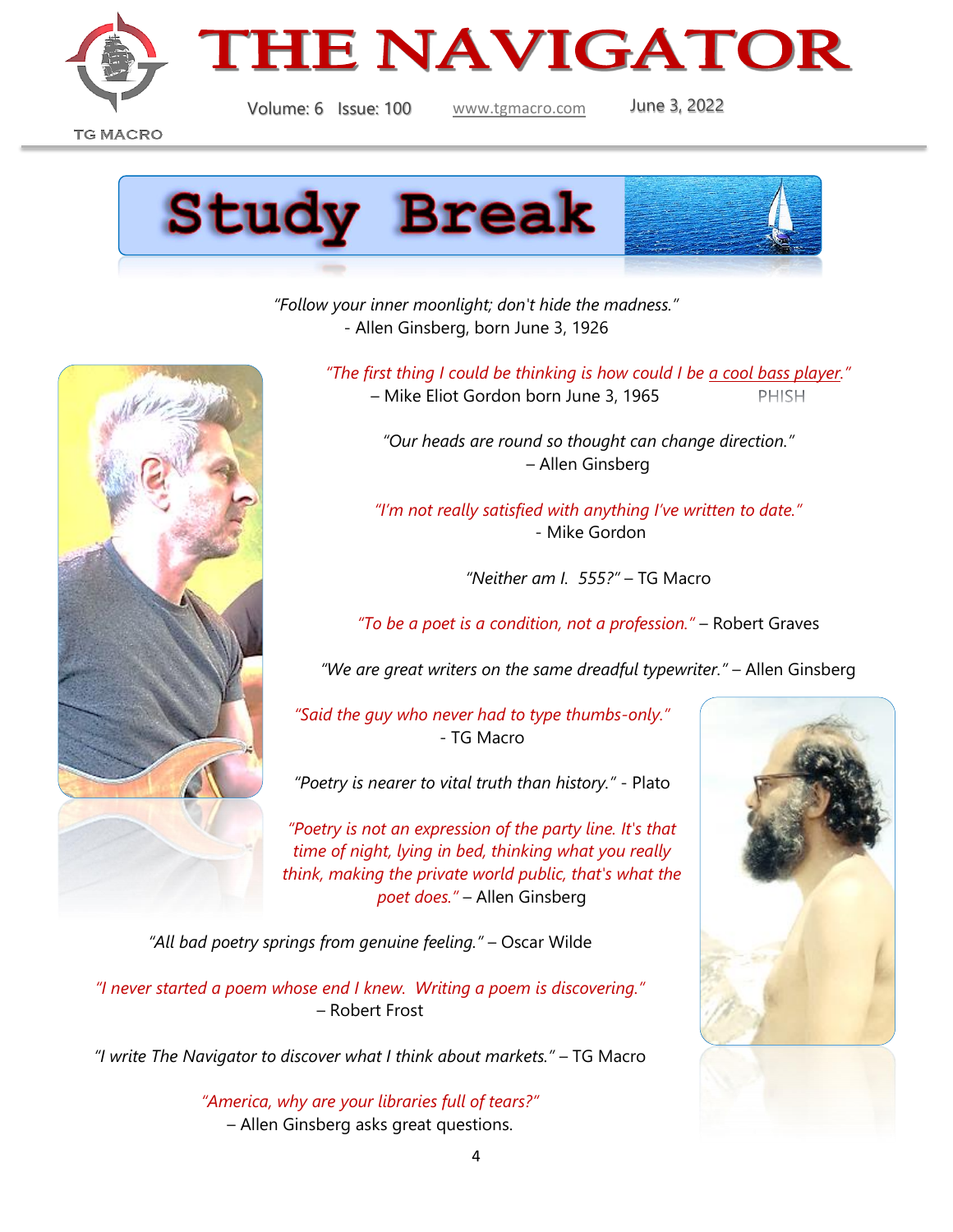# Study Break

*"Follow your inner moonlight; don't hide the madness."*
- Allen Ginsberg, born June 3, 1926

*"The first thing I could be thinking is how could I be a cool bass player."*
– Mike Eliot Gordon born June 3, 1965 PHISH

*"Our heads are round so thought can change direction."*
– Allen Ginsberg

*"I'm not really satisfied with anything I've written to date."*
- Mike Gordon

*"Neither am I. 555?"* – TG Macro

*"To be a poet is a condition, not a profession."* – Robert Graves

*"We are great writers on the same dreadful typewriter."* – Allen Ginsberg

*"Said the guy who never had to type thumbs-only."*
- TG Macro

*"Poetry is nearer to vital truth than history."* - Plato

*"Poetry is not an expression of the party line. It's that time of night, lying in bed, thinking what you really think, making the private world public, that's what the poet does."* – Allen Ginsberg

*"All bad poetry springs from genuine feeling."* – Oscar Wilde

*"I never started a poem whose end I knew. Writing a poem is discovering."*
– Robert Frost

*"I write The Navigator to discover what I think about markets."* – TG Macro

*"America, why are your libraries full of tears?"*
– Allen Ginsberg asks great questions.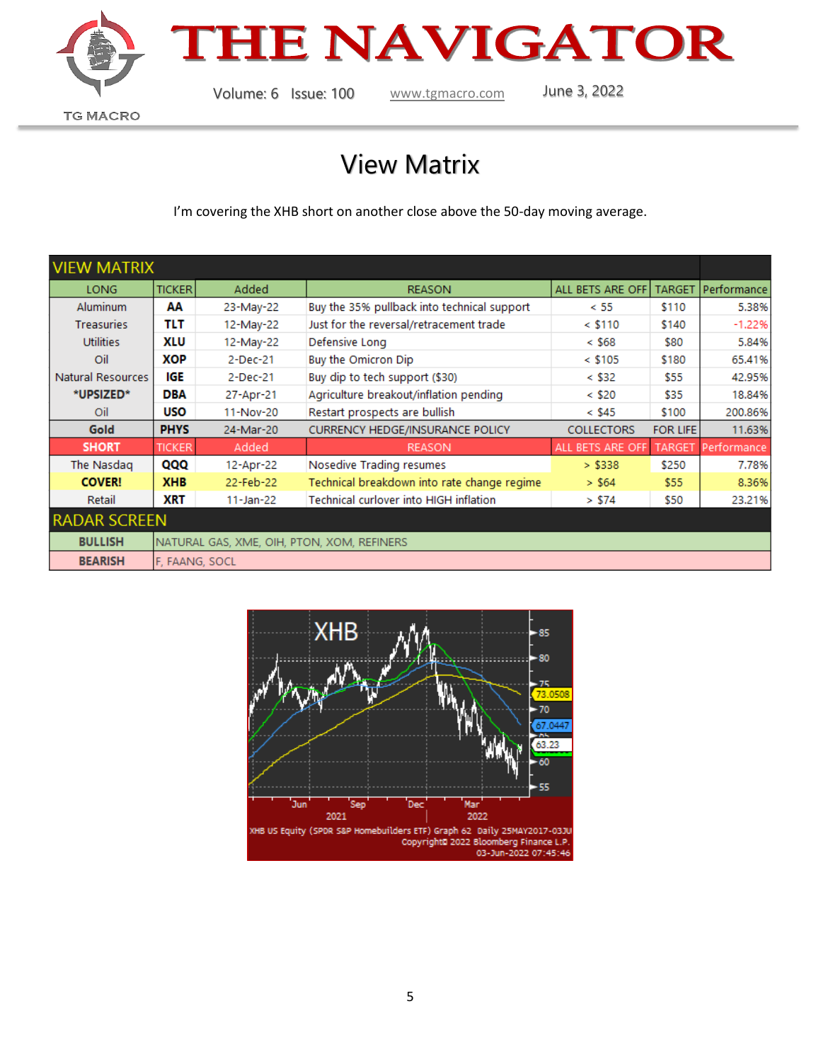# View Matrix

I'm covering the XHB short on another close above the 50-day moving average.

| VIEW MATRIX | | | | | | |
|---|---|---|---|---|---|---|
| LONG | TICKER | Added | REASON | ALL BETS ARE OFF | TARGET | Performance |
| Aluminum | **AA** | 23-May-22 | Buy the 35% pullback into technical support | < 55 | $110 | 5.38% |
| Treasuries | **TLT** | 12-May-22 | Just for the reversal/retracement trade | < $110 | $140 | -1.22% |
| Utilities | **XLU** | 12-May-22 | Defensive Long | < $68 | $80 | 5.84% |
| Oil | **XOP** | 2-Dec-21 | Buy the Omicron Dip | < $105 | $180 | 65.41% |
| Natural Resources | **IGE** | 2-Dec-21 | Buy dip to tech support ($30) | < $32 | $55 | 42.95% |
| **\*UPSIZED\*** | **DBA** | 27-Apr-21 | Agriculture breakout/inflation pending | < $20 | $35 | 18.84% |
| Oil | **USO** | 11-Nov-20 | Restart prospects are bullish | < $45 | $100 | 200.86% |
| **Gold** | **PHYS** | 24-Mar-20 | CURRENCY HEDGE/INSURANCE POLICY | COLLECTORS | FOR LIFE | 11.63% |
| **SHORT** | TICKER | Added | REASON | ALL BETS ARE OFF | TARGET | Performance |
| The Nasdaq | **QQQ** | 12-Apr-22 | Nosedive Trading resumes | > $338 | $250 | 7.78% |
| **COVER!** | **XHB** | 22-Feb-22 | Technical breakdown into rate change regime | > $64 | $55 | 8.36% |
| Retail | **XRT** | 11-Jan-22 | Technical curlover into HIGH inflation | > $74 | $50 | 23.21% |
| RADAR SCREEN | | | | | | |
| **BULLISH** | NATURAL GAS, XME, OIH, PTON, XOM, REFINERS | | | | | |
| **BEARISH** | F, FAANG, SOCL | | | | | |

XHB US Equity (SPDR S&P Homebuilders ETF) Graph 62 Daily 25MAY2017-03JU
Copyright© 2022 Bloomberg Finance L.P.
03-Jun-2022 07:45:46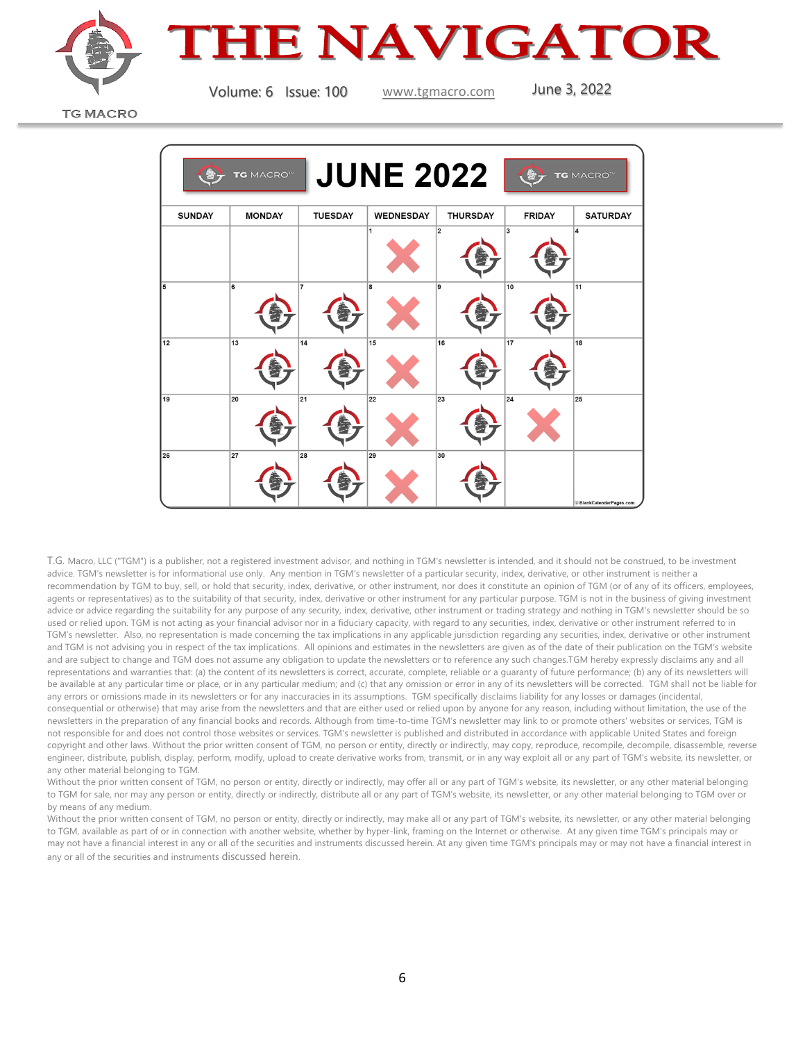# THE NAVIGATOR

Volume: 6 Issue: 100 www.tgmacro.com June 3, 2022

TG MACRO

## JUNE 2022

| SUNDAY | MONDAY | TUESDAY | WEDNESDAY | THURSDAY | FRIDAY | SATURDAY |
|---|---|---|---|---|---|---|
| | | | 1 ✗ | 2 | 3 | 4 |
| 5 | 6 | 7 | 8 ✗ | 9 | 10 | 11 |
| 12 | 13 | 14 | 15 ✗ | 16 | 17 | 18 |
| 19 | 20 | 21 | 22 ✗ | 23 | 24 ✗ | 25 |
| 26 | 27 | 28 | 29 ✗ | 30 | | |

© BlankCalendarPages.com

T.G. Macro, LLC ("TGM") is a publisher, not a registered investment advisor, and nothing in TGM's newsletter is intended, and it should not be construed, to be investment advice. TGM's newsletter is for informational use only. Any mention in TGM's newsletter of a particular security, index, derivative, or other instrument is neither a recommendation by TGM to buy, sell, or hold that security, index, derivative, or other instrument, nor does it constitute an opinion of TGM (or of any of its officers, employees, agents or representatives) as to the suitability of that security, index, derivative or other instrument for any particular purpose. TGM is not in the business of giving investment advice or advice regarding the suitability for any purpose of any security, index, derivative, other instrument or trading strategy and nothing in TGM's newsletter should be so used or relied upon. TGM is not acting as your financial advisor nor in a fiduciary capacity, with regard to any securities, index, derivative or other instrument referred to in TGM's newsletter. Also, no representation is made concerning the tax implications in any applicable jurisdiction regarding any securities, index, derivative or other instrument and TGM is not advising you in respect of the tax implications. All opinions and estimates in the newsletters are given as of the date of their publication on the TGM's website and are subject to change and TGM does not assume any obligation to update the newsletters or to reference any such changes.TGM hereby expressly disclaims any and all representations and warranties that: (a) the content of its newsletters is correct, accurate, complete, reliable or a guaranty of future performance; (b) any of its newsletters will be available at any particular time or place, or in any particular medium; and (c) that any omission or error in any of its newsletters will be corrected. TGM shall not be liable for any errors or omissions made in its newsletters or for any inaccuracies in its assumptions. TGM specifically disclaims liability for any losses or damages (incidental, consequential or otherwise) that may arise from the newsletters and that are either used or relied upon by anyone for any reason, including without limitation, the use of the newsletters in the preparation of any financial books and records. Although from time-to-time TGM's newsletter may link to or promote others' websites or services, TGM is not responsible for and does not control those websites or services. TGM's newsletter is published and distributed in accordance with applicable United States and foreign copyright and other laws. Without the prior written consent of TGM, no person or entity, directly or indirectly, may copy, reproduce, recompile, decompile, disassemble, reverse engineer, distribute, publish, display, perform, modify, upload to create derivative works from, transmit, or in any way exploit all or any part of TGM's website, its newsletter, or any other material belonging to TGM.

Without the prior written consent of TGM, no person or entity, directly or indirectly, may offer all or any part of TGM's website, its newsletter, or any other material belonging to TGM for sale, nor may any person or entity, directly or indirectly, distribute all or any part of TGM's website, its newsletter, or any other material belonging to TGM over or by means of any medium.

Without the prior written consent of TGM, no person or entity, directly or indirectly, may make all or any part of TGM's website, its newsletter, or any other material belonging to TGM, available as part of or in connection with another website, whether by hyper-link, framing on the Internet or otherwise. At any given time TGM's principals may or may not have a financial interest in any or all of the securities and instruments discussed herein. At any given time TGM's principals may or may not have a financial interest in any or all of the securities and instruments discussed herein.